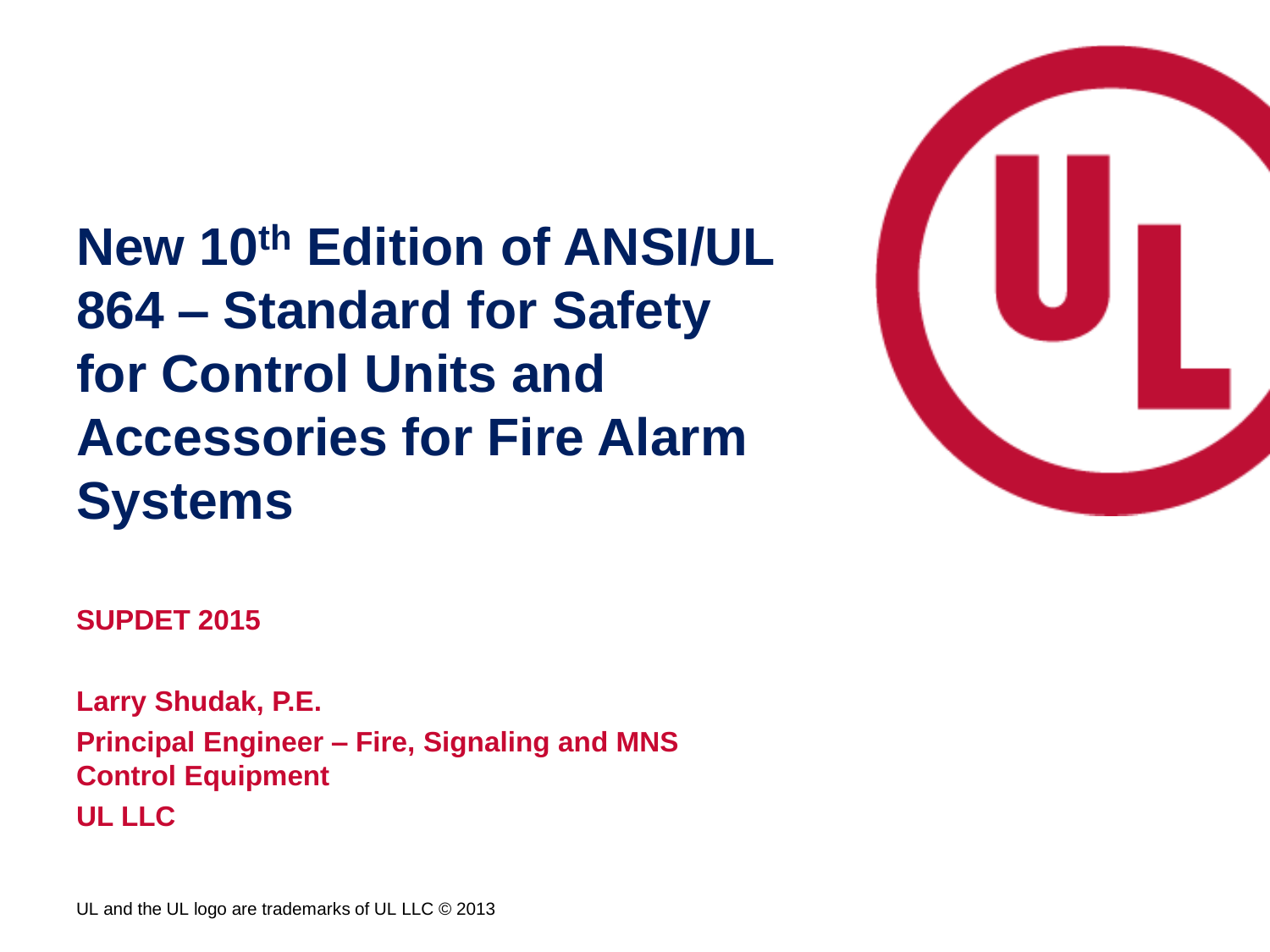# New 10th Edition of ANSI/UL 864 – Standard for Safety for Control Units and Accessories for Fire Alarm Systems

**SUPDET 2015**

**Larry Shudak, P.E.**
**Principal Engineer – Fire, Signaling and MNS Control Equipment**
**UL LLC**

UL and the UL logo are trademarks of UL LLC © 2013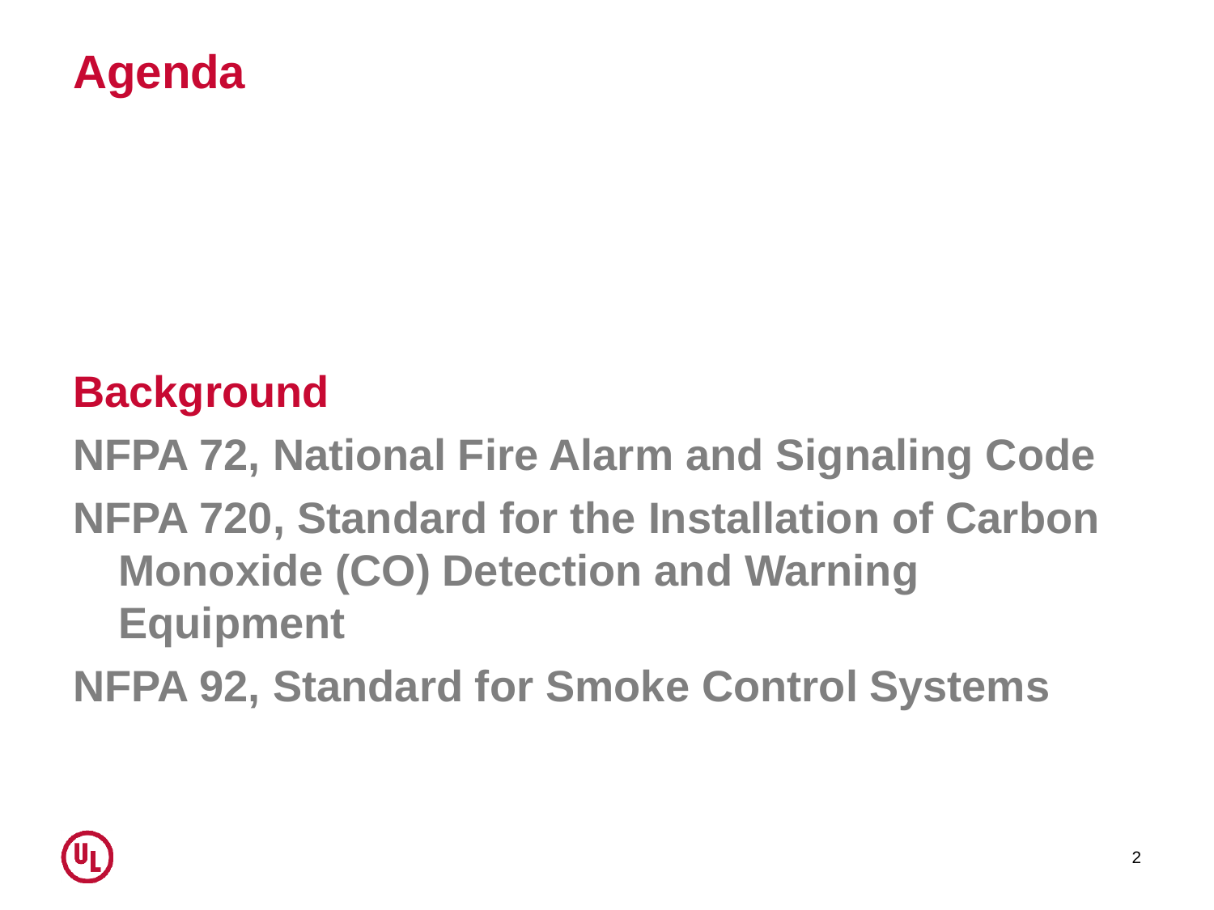# Agenda

**Background**

**NFPA 72, National Fire Alarm and Signaling Code**

**NFPA 720, Standard for the Installation of Carbon Monoxide (CO) Detection and Warning Equipment**

**NFPA 92, Standard for Smoke Control Systems**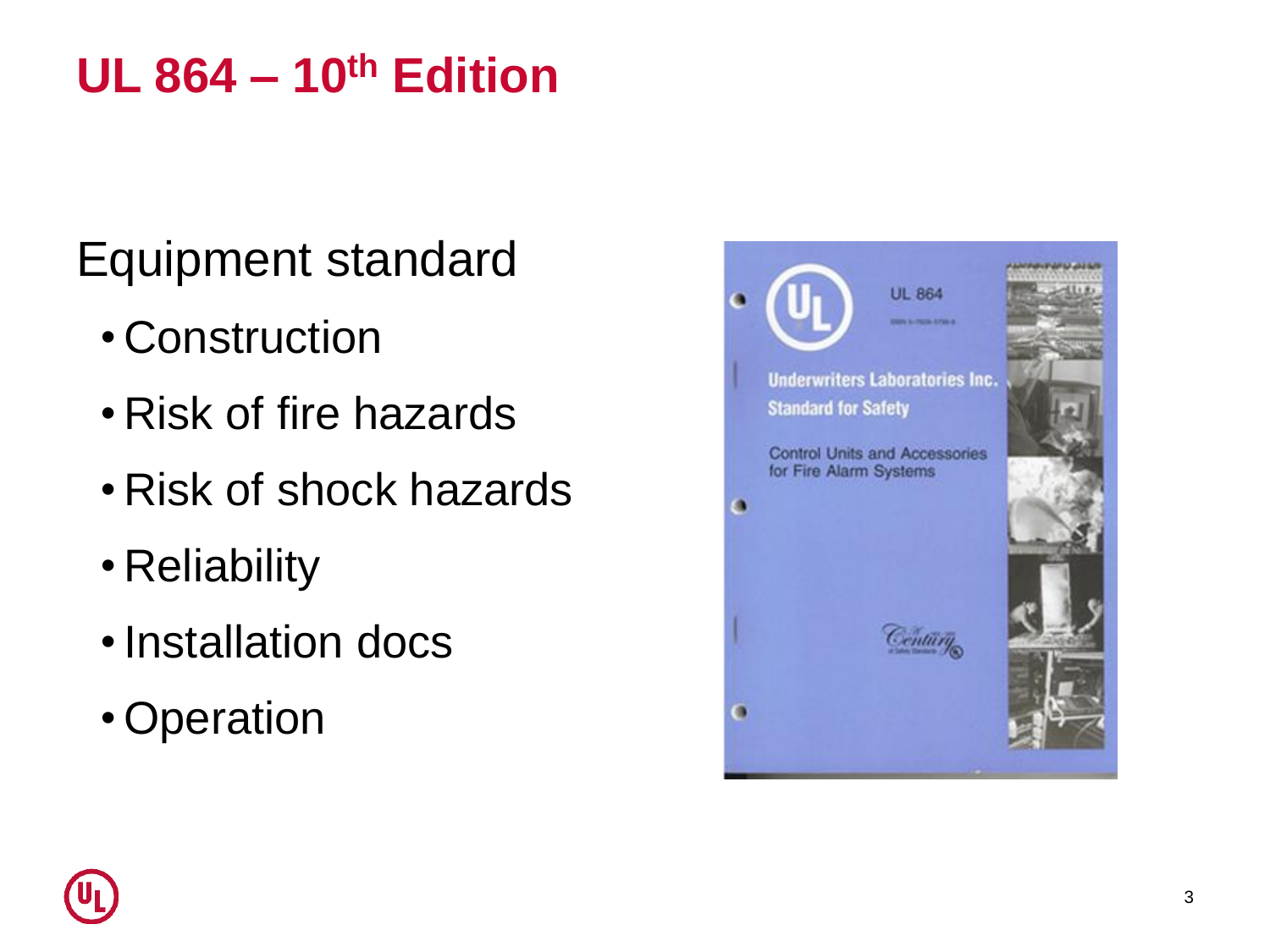# UL 864 – 10th Edition

Equipment standard

- Construction
- Risk of fire hazards
- Risk of shock hazards
- Reliability
- Installation docs
- Operation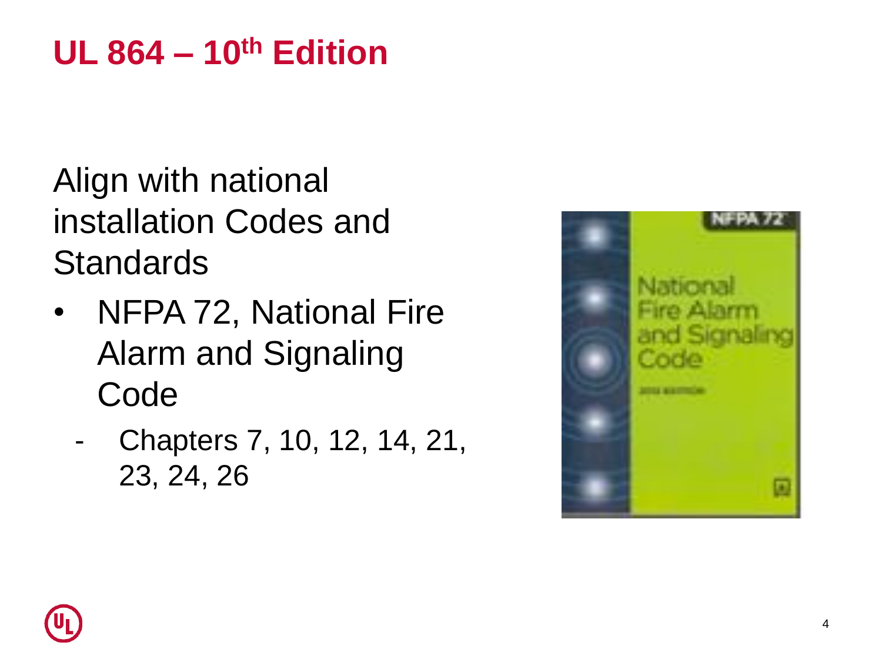# UL 864 – 10th Edition

Align with national installation Codes and Standards

- NFPA 72, National Fire Alarm and Signaling Code
  - Chapters 7, 10, 12, 14, 21, 23, 24, 26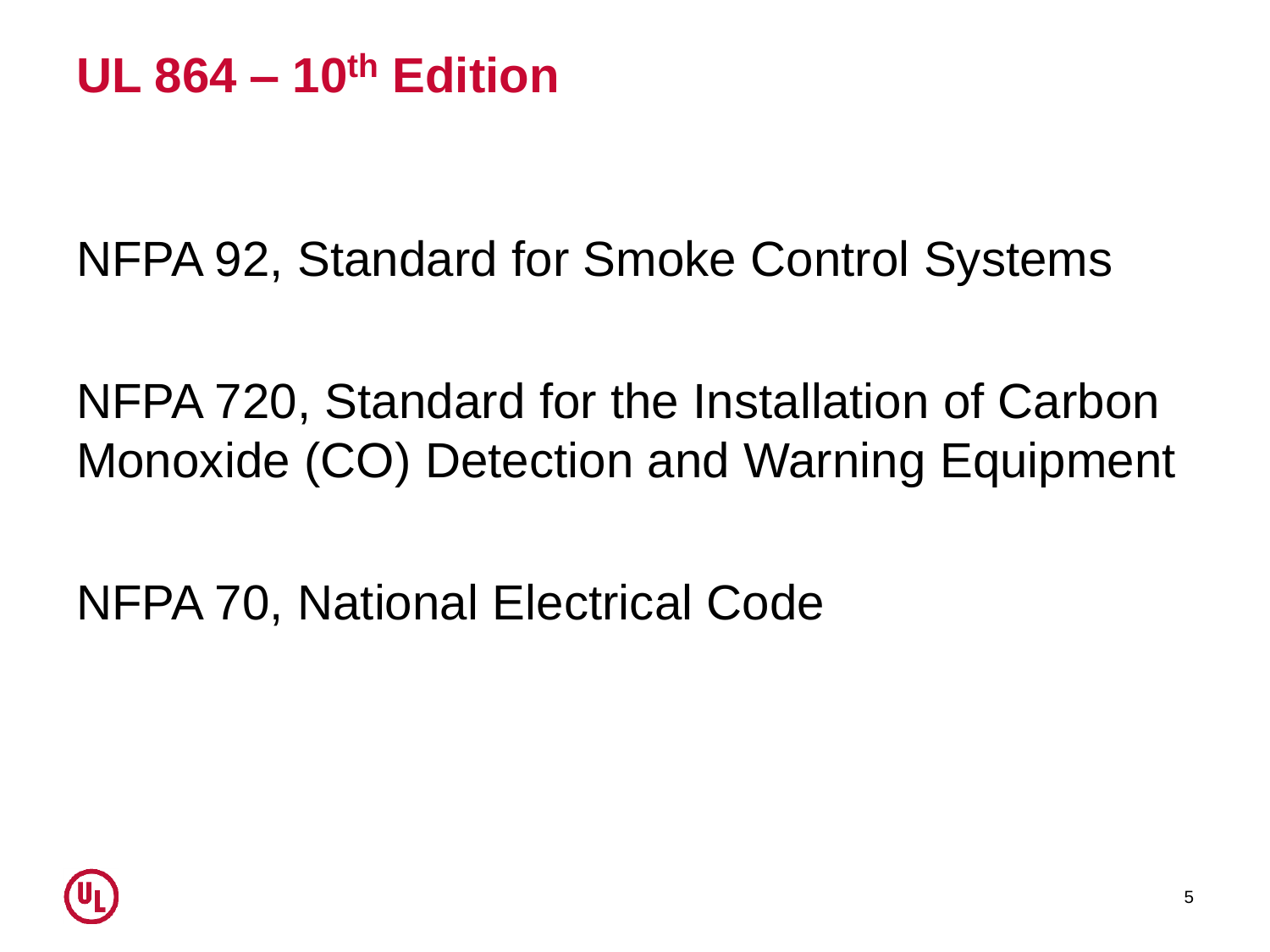# UL 864 – 10th Edition

NFPA 92, Standard for Smoke Control Systems

NFPA 720, Standard for the Installation of Carbon Monoxide (CO) Detection and Warning Equipment

NFPA 70, National Electrical Code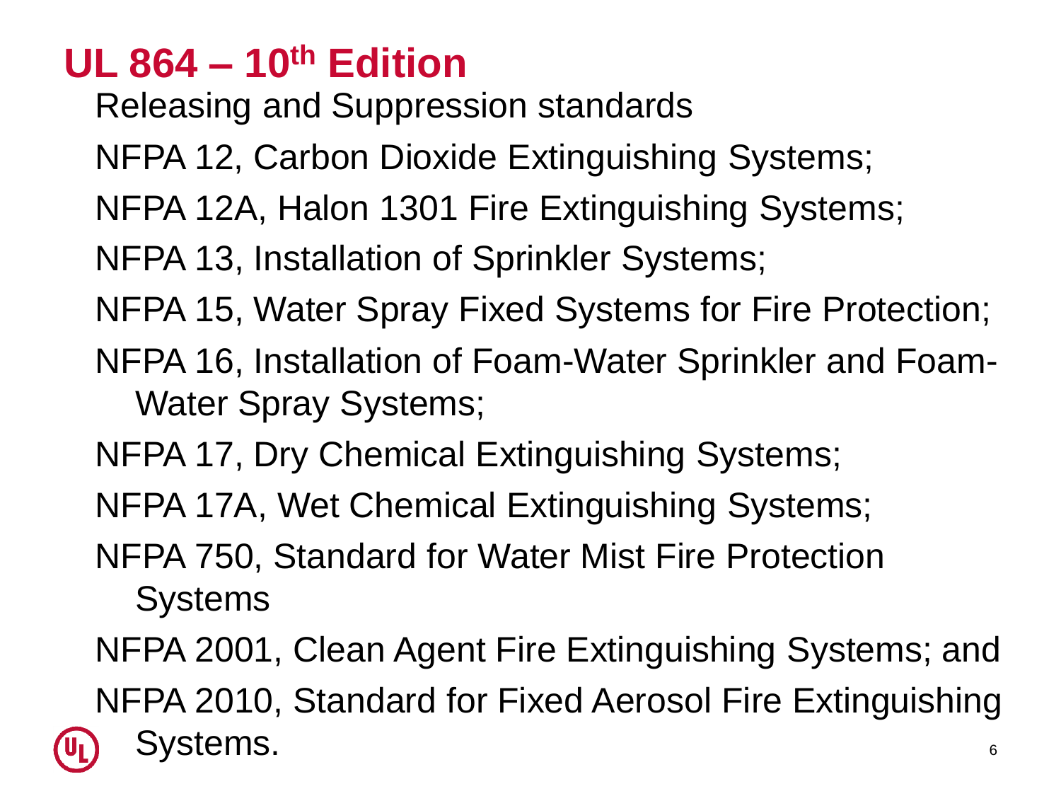# UL 864 – 10th Edition

Releasing and Suppression standards

NFPA 12, Carbon Dioxide Extinguishing Systems;

NFPA 12A, Halon 1301 Fire Extinguishing Systems;

NFPA 13, Installation of Sprinkler Systems;

NFPA 15, Water Spray Fixed Systems for Fire Protection;

NFPA 16, Installation of Foam-Water Sprinkler and Foam-Water Spray Systems;

NFPA 17, Dry Chemical Extinguishing Systems;

NFPA 17A, Wet Chemical Extinguishing Systems;

NFPA 750, Standard for Water Mist Fire Protection Systems

NFPA 2001, Clean Agent Fire Extinguishing Systems; and

NFPA 2010, Standard for Fixed Aerosol Fire Extinguishing Systems.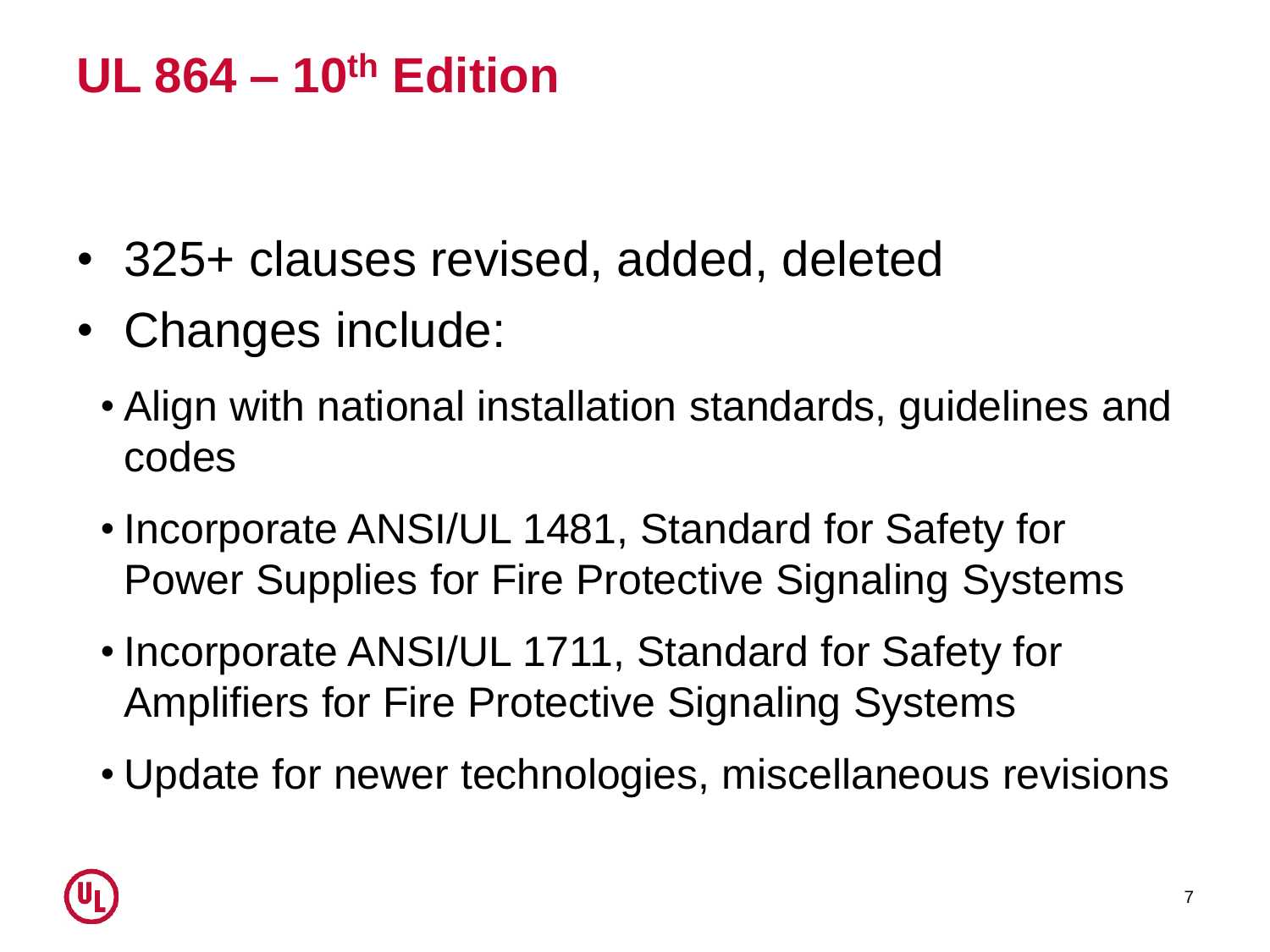# UL 864 – 10th Edition

- 325+ clauses revised, added, deleted
- Changes include:
  - Align with national installation standards, guidelines and codes
  - Incorporate ANSI/UL 1481, Standard for Safety for Power Supplies for Fire Protective Signaling Systems
  - Incorporate ANSI/UL 1711, Standard for Safety for Amplifiers for Fire Protective Signaling Systems
  - Update for newer technologies, miscellaneous revisions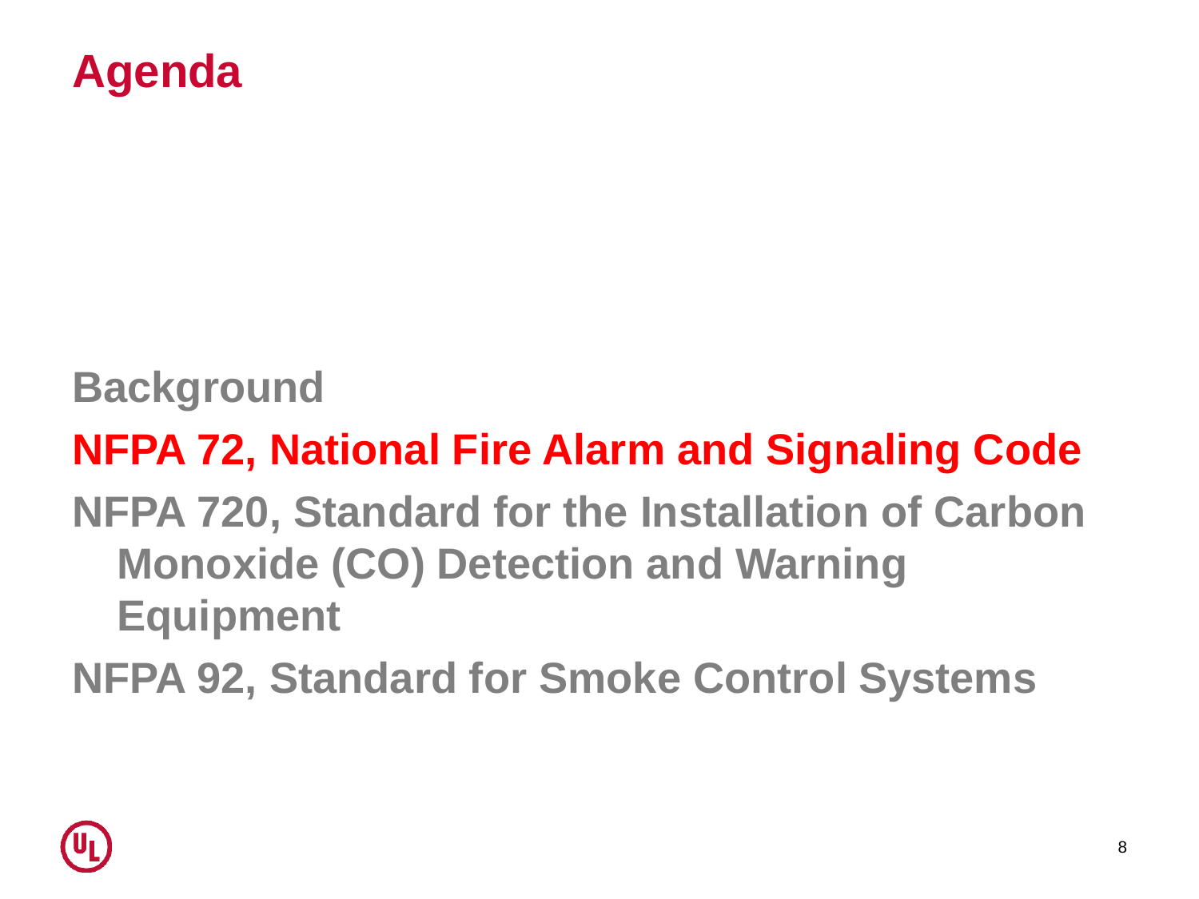# Agenda

- Background
- **NFPA 72, National Fire Alarm and Signaling Code**
- NFPA 720, Standard for the Installation of Carbon Monoxide (CO) Detection and Warning Equipment
- NFPA 92, Standard for Smoke Control Systems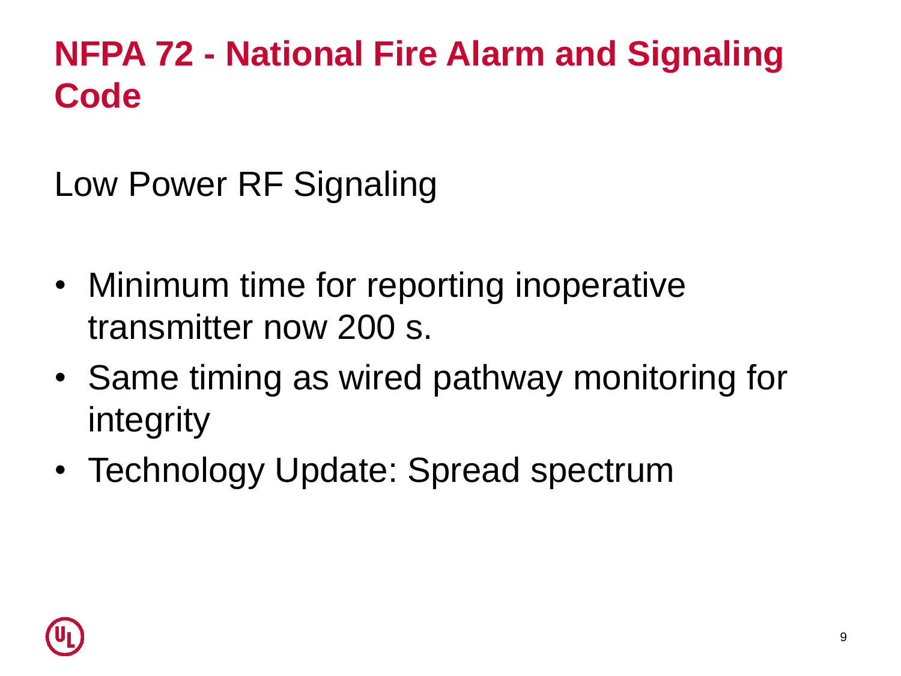# NFPA 72 - National Fire Alarm and Signaling Code

## Low Power RF Signaling

- Minimum time for reporting inoperative transmitter now 200 s.
- Same timing as wired pathway monitoring for integrity
- Technology Update: Spread spectrum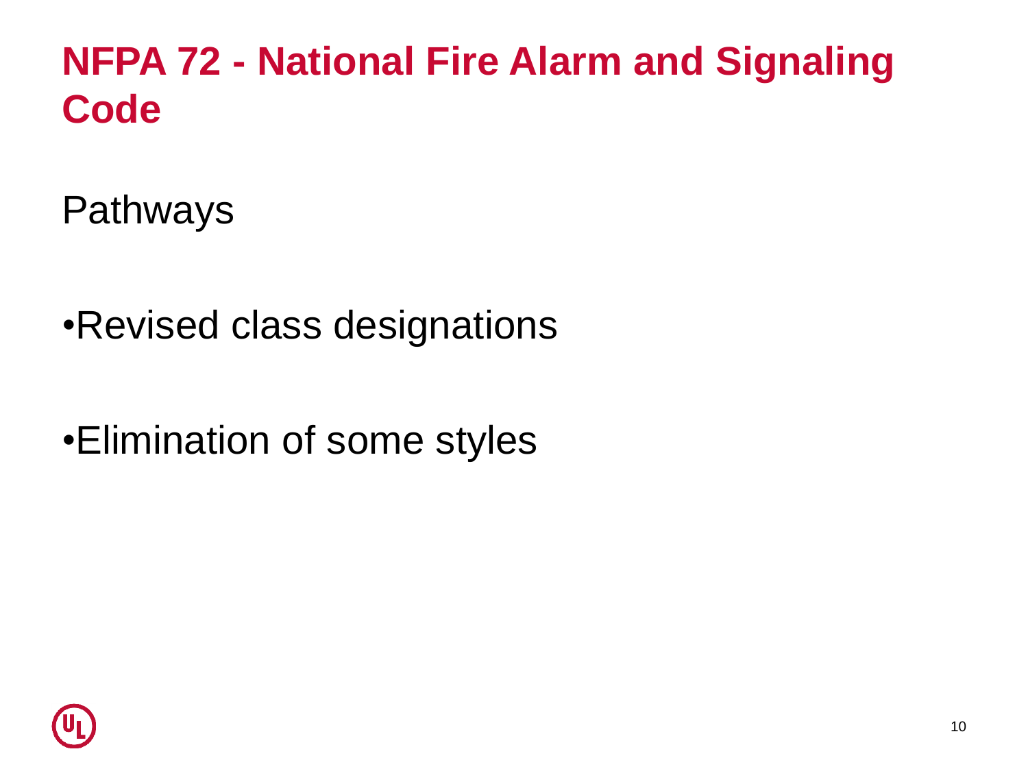# NFPA 72 - National Fire Alarm and Signaling Code

Pathways

- Revised class designations
- Elimination of some styles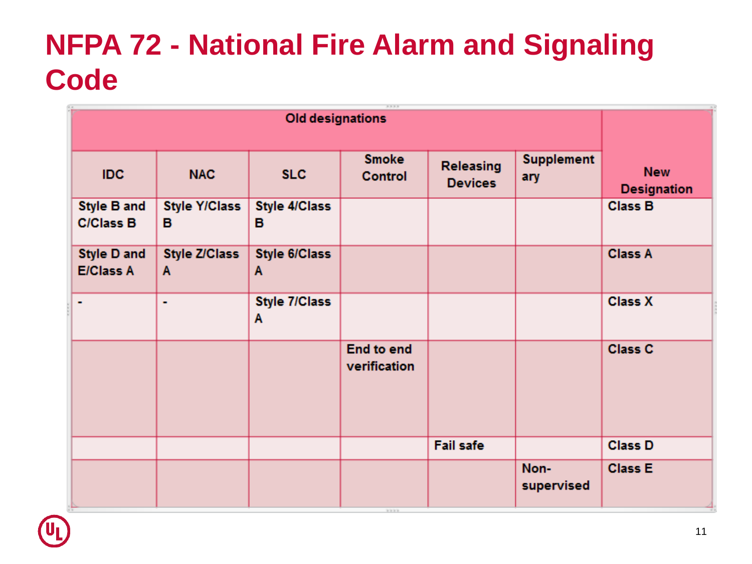# NFPA 72 - National Fire Alarm and Signaling Code

| Old designations | | | | | | New Designation |
|---|---|---|---|---|---|---|
| IDC | NAC | SLC | Smoke Control | Releasing Devices | Supplementary | |
| Style B and C/Class B | Style Y/Class B | Style 4/Class B | | | | Class B |
| Style D and E/Class A | Style Z/Class A | Style 6/Class A | | | | Class A |
| - | - | Style 7/Class A | | | | Class X |
| | | | End to end verification | | | Class C |
| | | | | Fail safe | | Class D |
| | | | | | Non-supervised | Class E |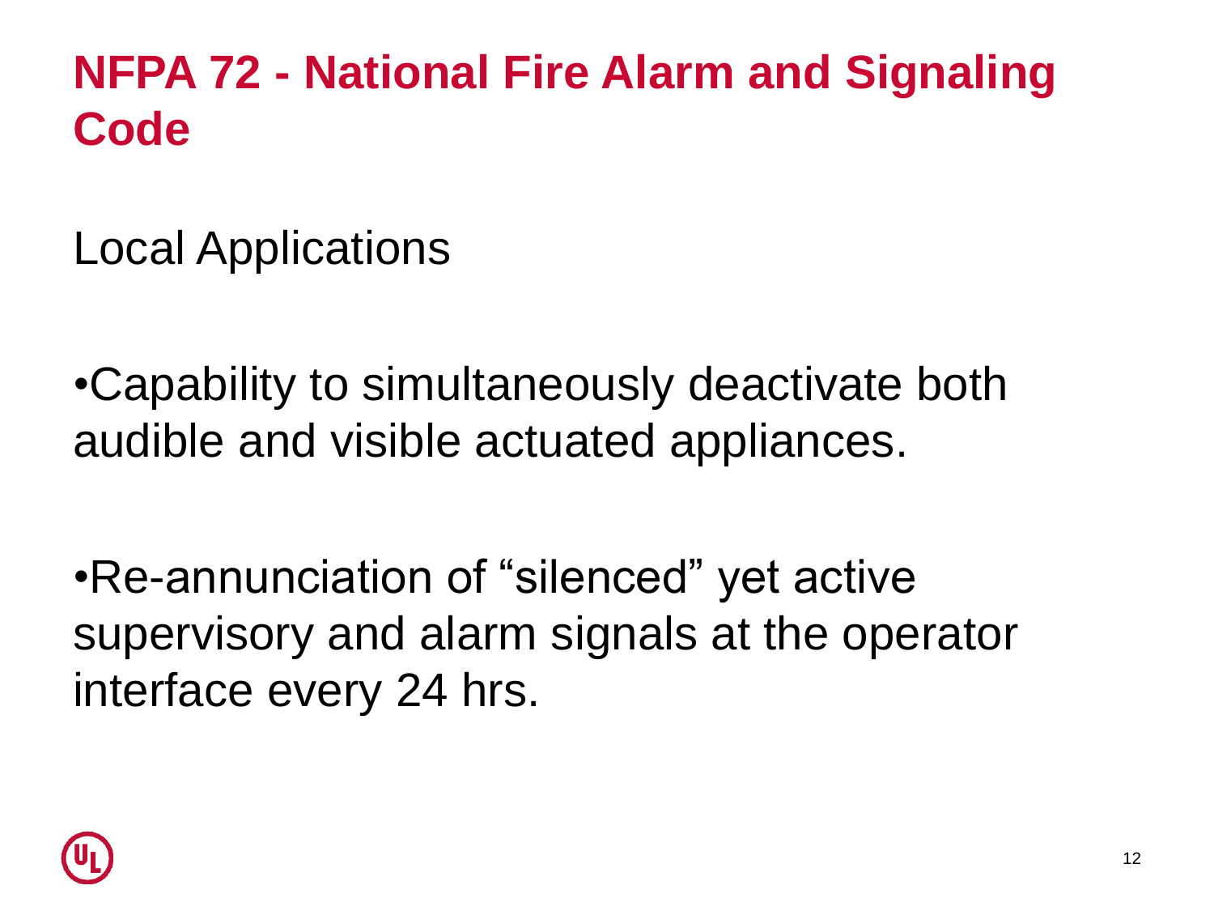# NFPA 72 - National Fire Alarm and Signaling Code

Local Applications

- Capability to simultaneously deactivate both audible and visible actuated appliances.

- Re-annunciation of “silenced” yet active supervisory and alarm signals at the operator interface every 24 hrs.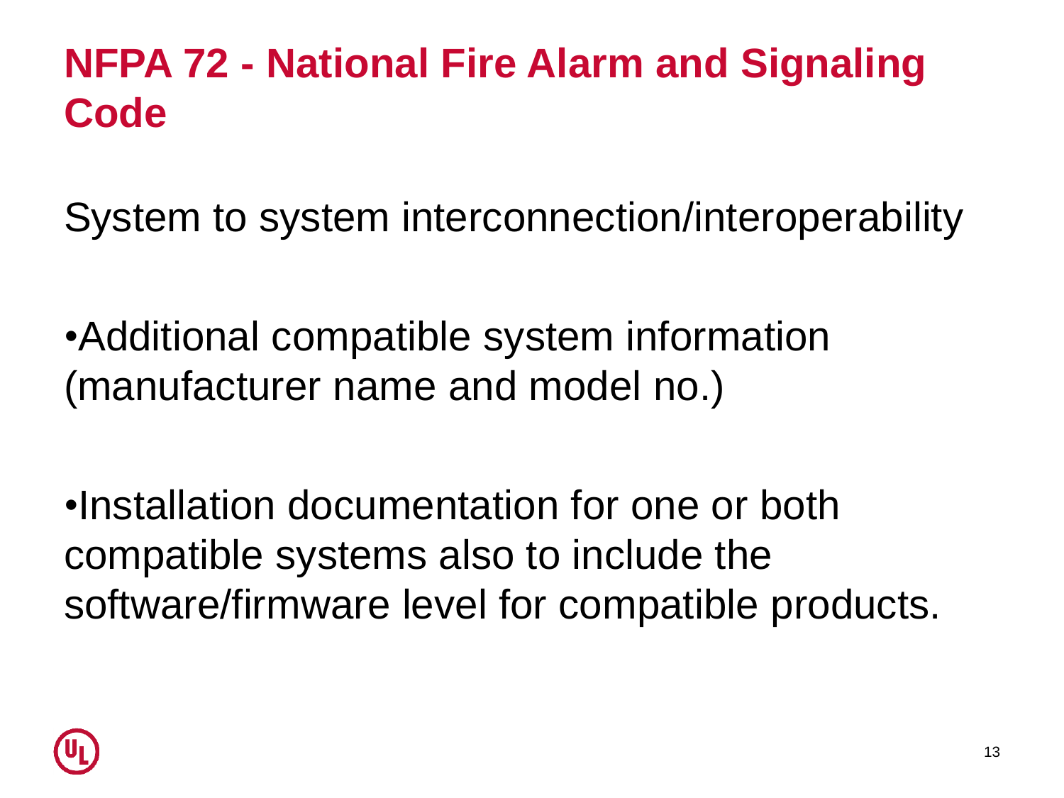# NFPA 72 - National Fire Alarm and Signaling Code

System to system interconnection/interoperability

- Additional compatible system information (manufacturer name and model no.)

- Installation documentation for one or both compatible systems also to include the software/firmware level for compatible products.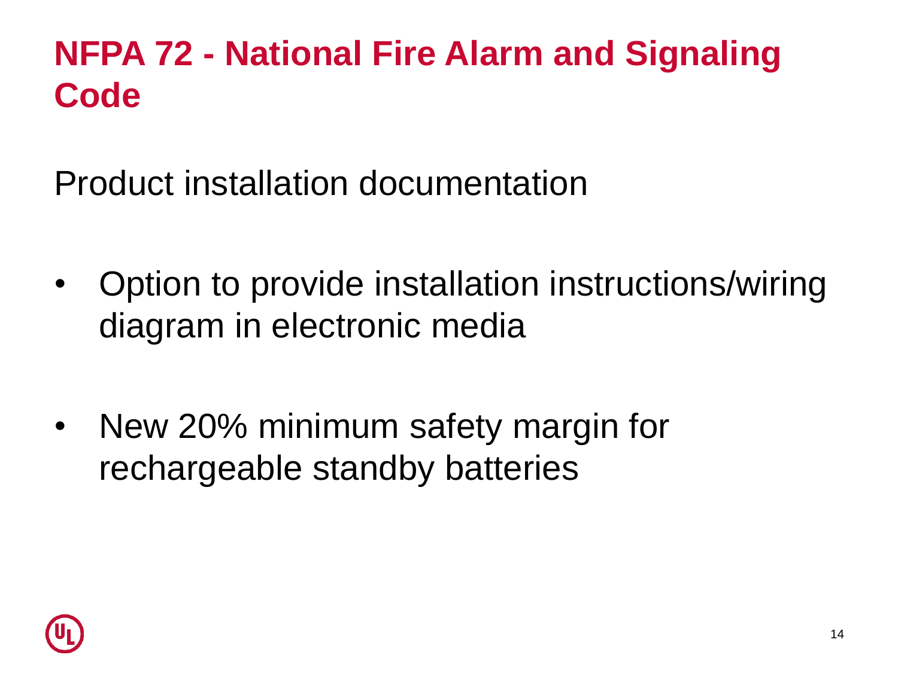# NFPA 72 - National Fire Alarm and Signaling Code

Product installation documentation

- Option to provide installation instructions/wiring diagram in electronic media

- New 20% minimum safety margin for rechargeable standby batteries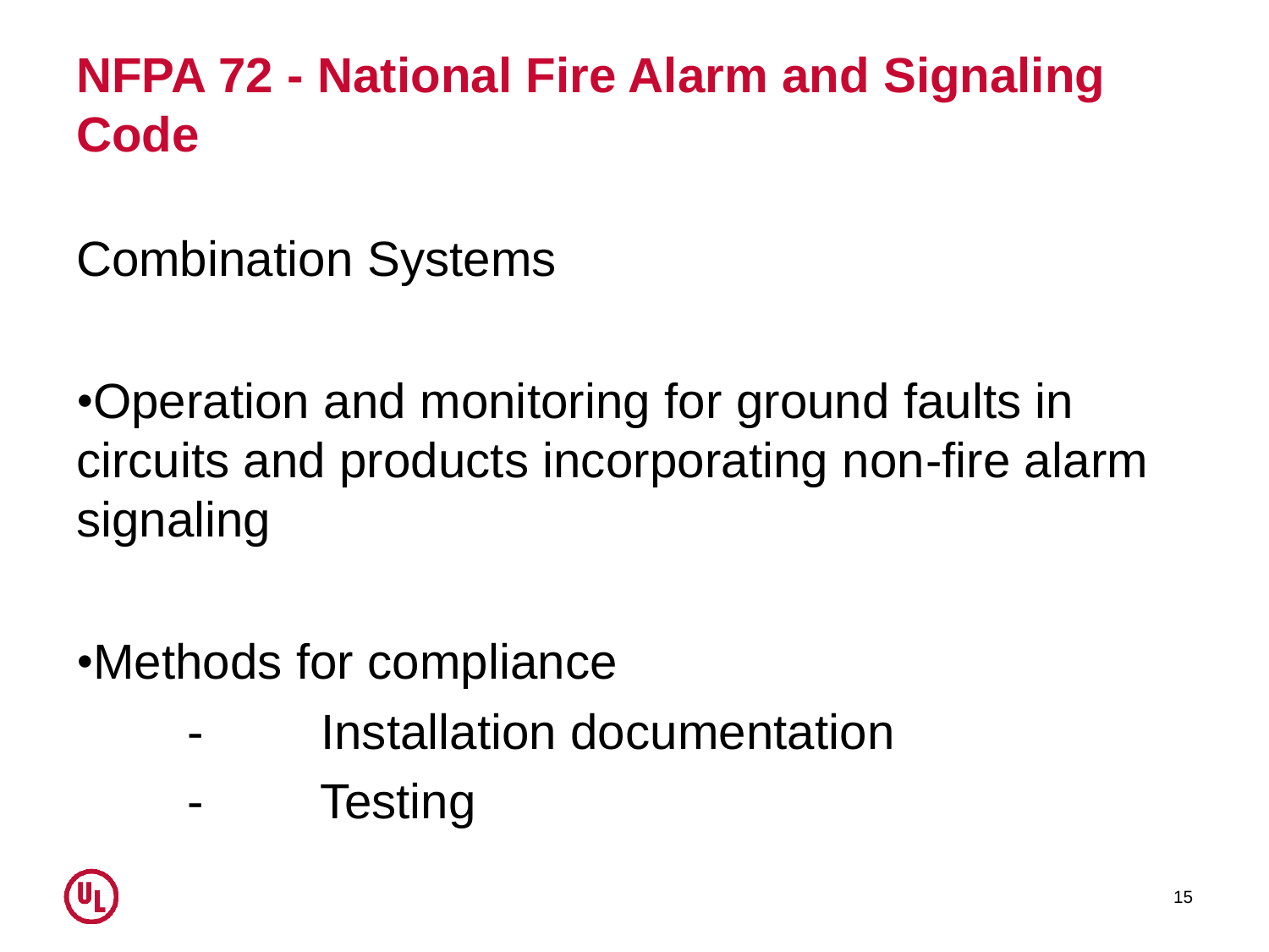# NFPA 72 - National Fire Alarm and Signaling Code

Combination Systems

- Operation and monitoring for ground faults in circuits and products incorporating non-fire alarm signaling

- Methods for compliance
  - Installation documentation
  - Testing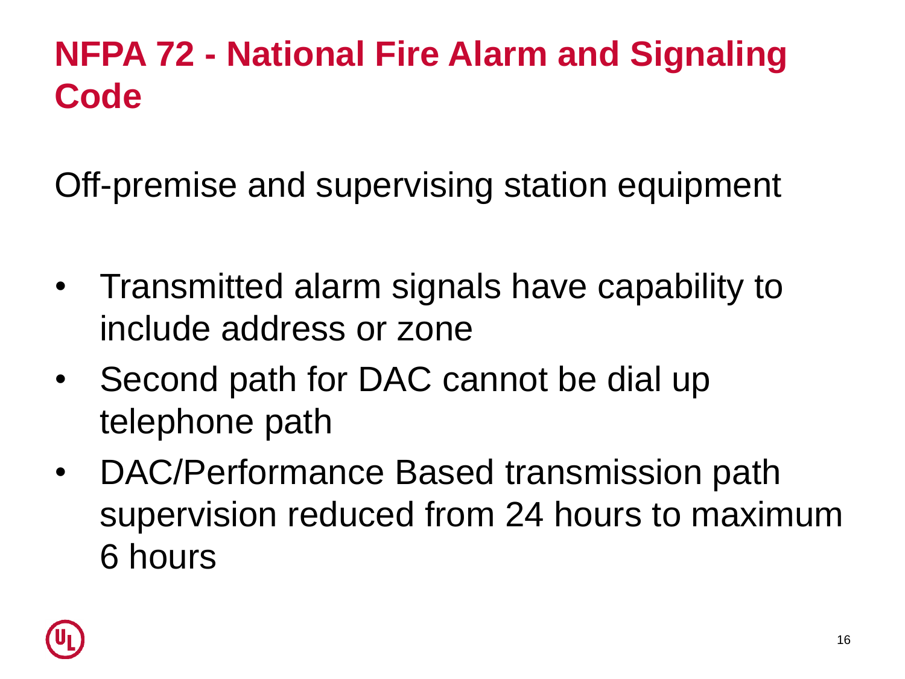# NFPA 72 - National Fire Alarm and Signaling Code

Off-premise and supervising station equipment

- Transmitted alarm signals have capability to include address or zone
- Second path for DAC cannot be dial up telephone path
- DAC/Performance Based transmission path supervision reduced from 24 hours to maximum 6 hours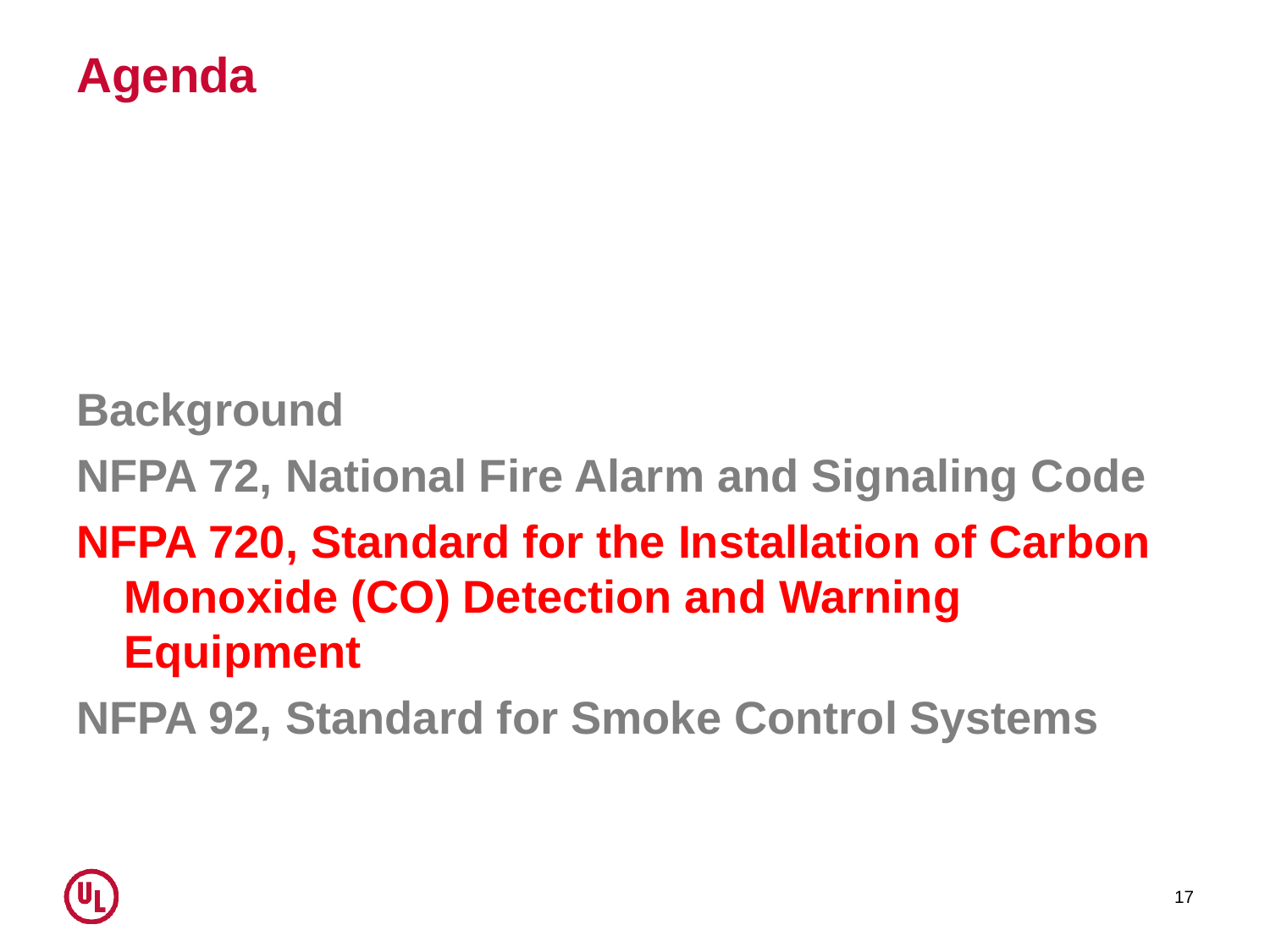# Agenda

- Background
- NFPA 72, National Fire Alarm and Signaling Code
- **NFPA 720, Standard for the Installation of Carbon Monoxide (CO) Detection and Warning Equipment**
- NFPA 92, Standard for Smoke Control Systems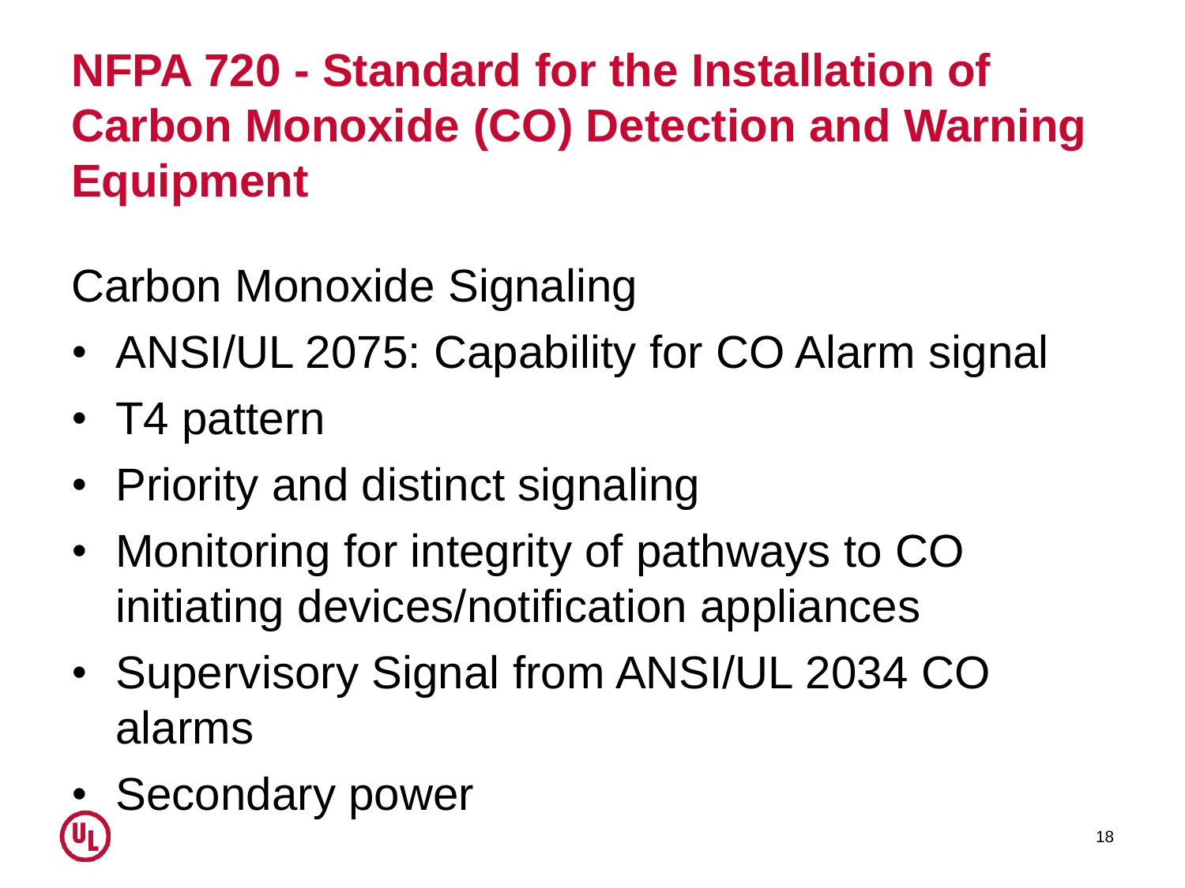# NFPA 720 - Standard for the Installation of Carbon Monoxide (CO) Detection and Warning Equipment

Carbon Monoxide Signaling

- ANSI/UL 2075: Capability for CO Alarm signal
- T4 pattern
- Priority and distinct signaling
- Monitoring for integrity of pathways to CO initiating devices/notification appliances
- Supervisory Signal from ANSI/UL 2034 CO alarms
- Secondary power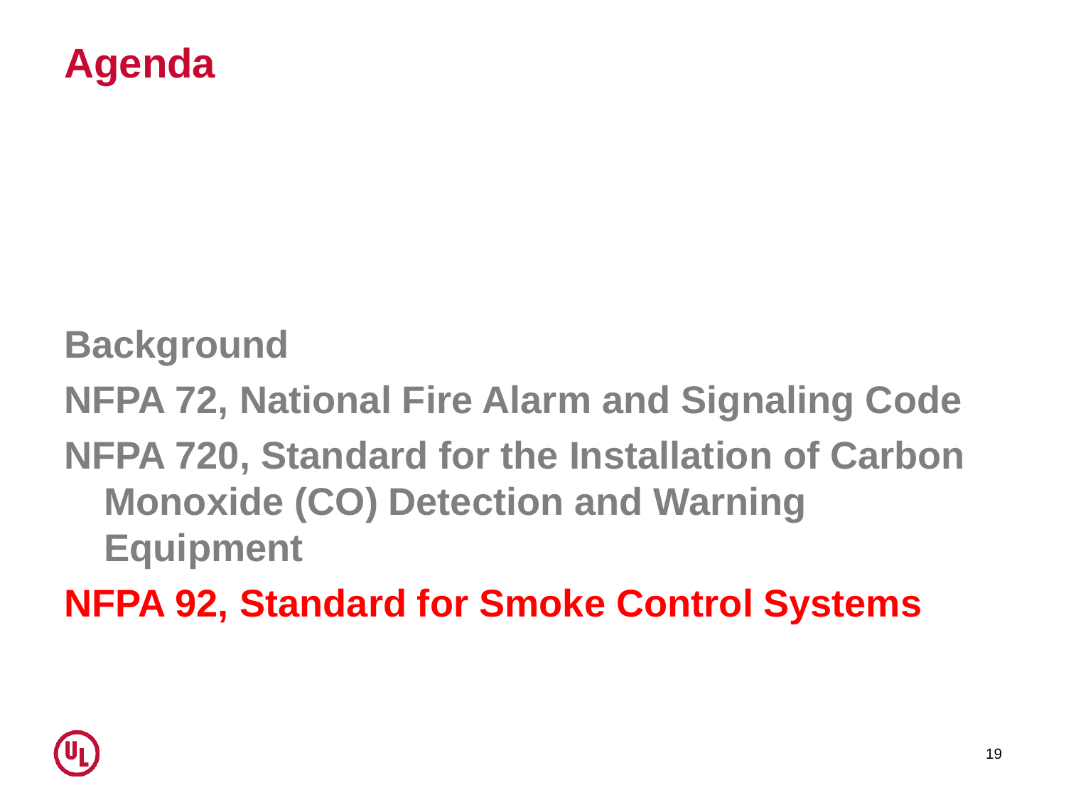# Agenda

- Background
- NFPA 72, National Fire Alarm and Signaling Code
- NFPA 720, Standard for the Installation of Carbon Monoxide (CO) Detection and Warning Equipment
- **NFPA 92, Standard for Smoke Control Systems**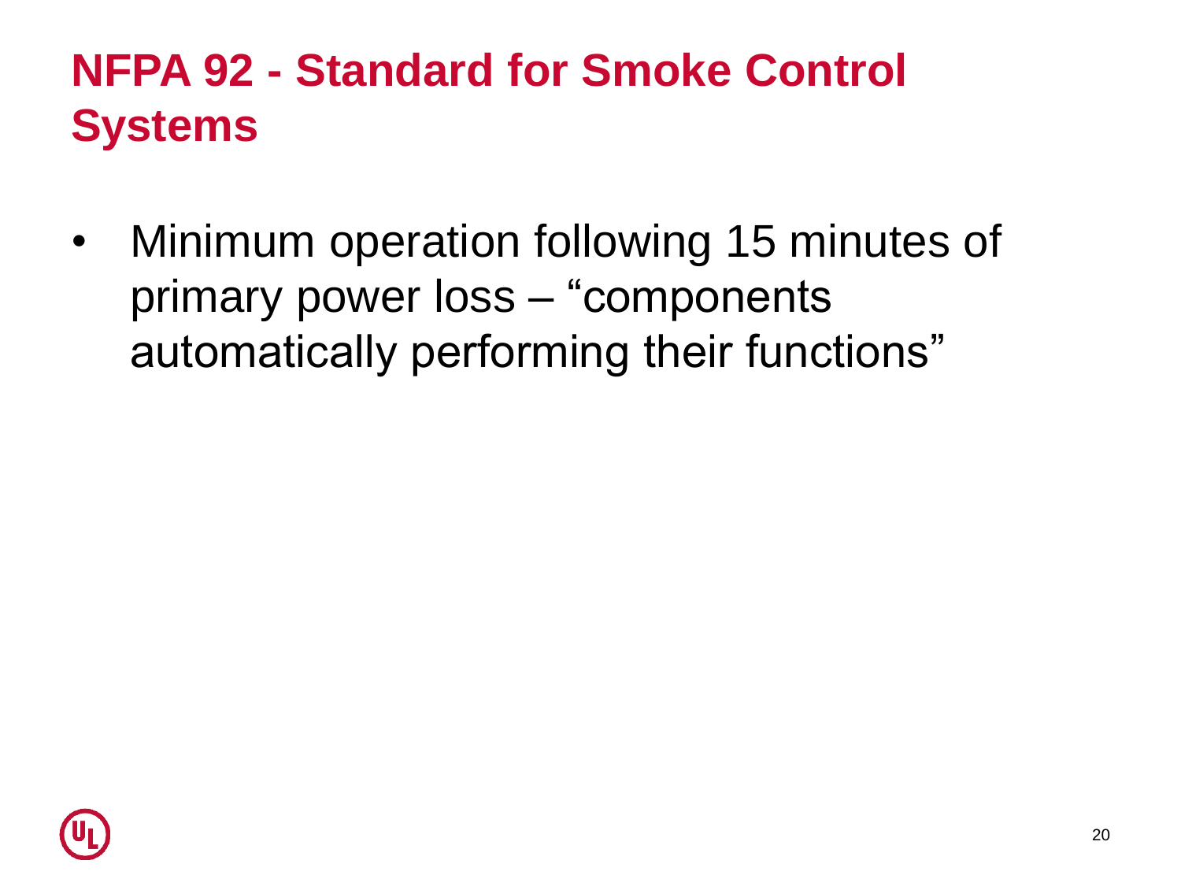# NFPA 92 - Standard for Smoke Control Systems

- Minimum operation following 15 minutes of primary power loss – “components automatically performing their functions”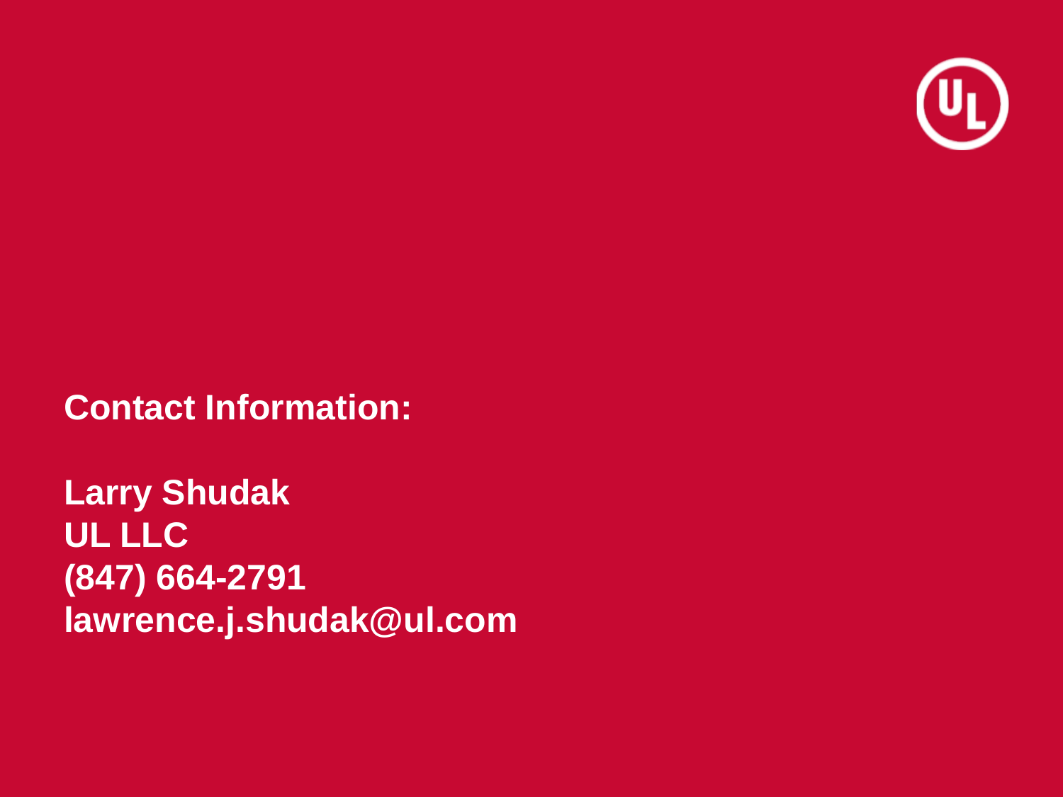**Contact Information:**

**Larry Shudak**
**UL LLC**
**(847) 664-2791**
**lawrence.j.shudak@ul.com**